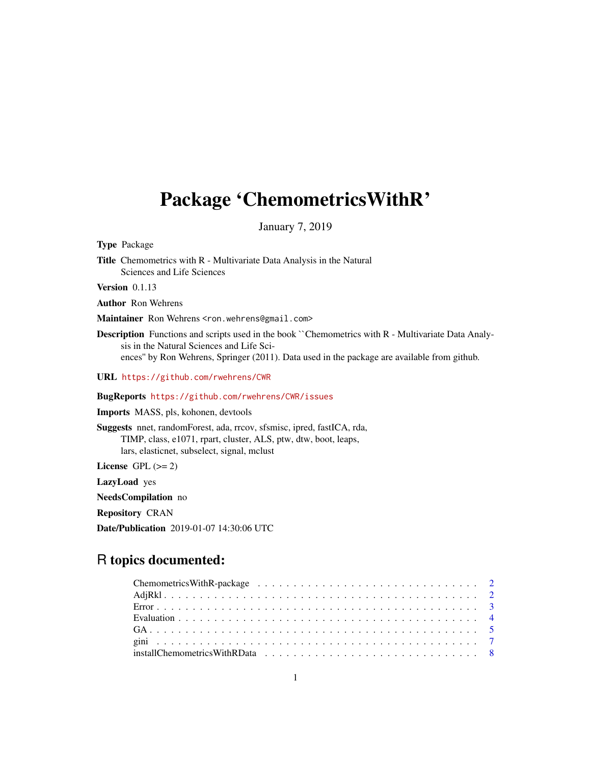# Package 'ChemometricsWithR'

January 7, 2019

**Type** Package

**Title** Chemometrics with R - Multivariate Data Analysis in the Natural Sciences and Life Sciences

**Version** 0.1.13

**Author** Ron Wehrens

**Maintainer** Ron Wehrens <ron.wehrens@gmail.com>

**Description** Functions and scripts used in the book ``Chemometrics with R - Multivariate Data Analysis in the Natural Sciences and Life Sciences'' by Ron Wehrens, Springer (2011). Data used in the package are available from github.

**URL** https://github.com/rwehrens/CWR

**BugReports** https://github.com/rwehrens/CWR/issues

**Imports** MASS, pls, kohonen, devtools

**Suggests** nnet, randomForest, ada, rrcov, sfsmisc, ipred, fastICA, rda, TIMP, class, e1071, rpart, cluster, ALS, ptw, dtw, boot, leaps, lars, elasticnet, subselect, signal, mclust

**License** GPL (>= 2)

**LazyLoad** yes

**NeedsCompilation** no

**Repository** CRAN

**Date/Publication** 2019-01-07 14:30:06 UTC

## R topics documented:

| | |
|---|---|
| ChemometricsWithR-package | 2 |
| AdjRkl | 2 |
| Error | 3 |
| Evaluation | 4 |
| GA | 5 |
| gini | 7 |
| installChemometricsWithRData | 8 |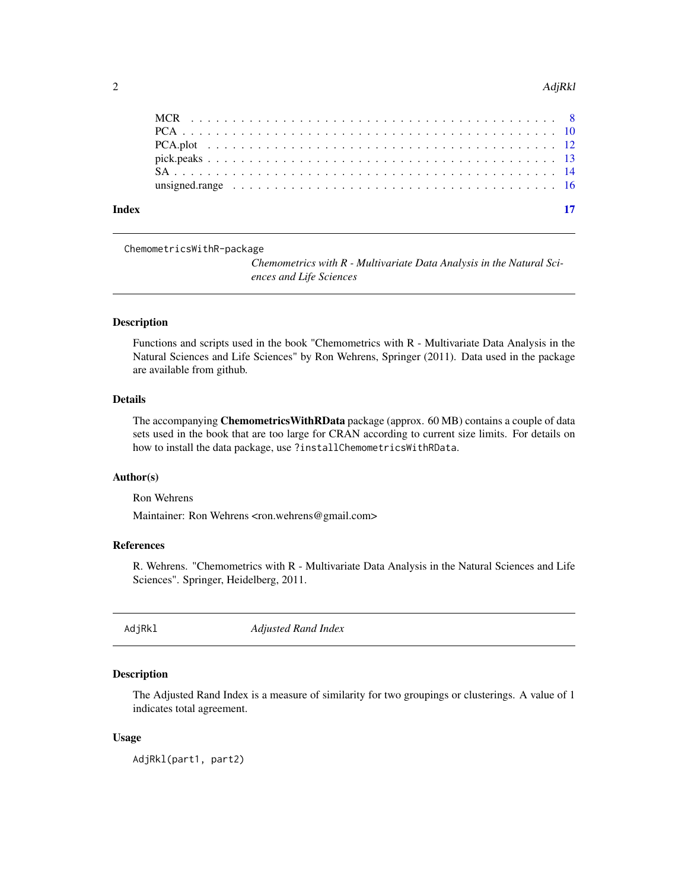| | |
|---|---|
| MCR | 8 |
| PCA | 10 |
| PCA.plot | 12 |
| pick.peaks | 13 |
| SA | 14 |
| unsigned.range | 16 |

**Index** **17**

---

## ChemometricsWithR-package — *Chemometrics with R - Multivariate Data Analysis in the Natural Sciences and Life Sciences*

### Description

Functions and scripts used in the book "Chemometrics with R - Multivariate Data Analysis in the Natural Sciences and Life Sciences" by Ron Wehrens, Springer (2011). Data used in the package are available from github.

### Details

The accompanying **ChemometricsWithRData** package (approx. 60 MB) contains a couple of data sets used in the book that are too large for CRAN according to current size limits. For details on how to install the data package, use `?installChemometricsWithRData`.

### Author(s)

Ron Wehrens

Maintainer: Ron Wehrens <ron.wehrens@gmail.com>

### References

R. Wehrens. "Chemometrics with R - Multivariate Data Analysis in the Natural Sciences and Life Sciences". Springer, Heidelberg, 2011.

---

## AdjRkl — *Adjusted Rand Index*

### Description

The Adjusted Rand Index is a measure of similarity for two groupings or clusterings. A value of 1 indicates total agreement.

### Usage

```
AdjRkl(part1, part2)
```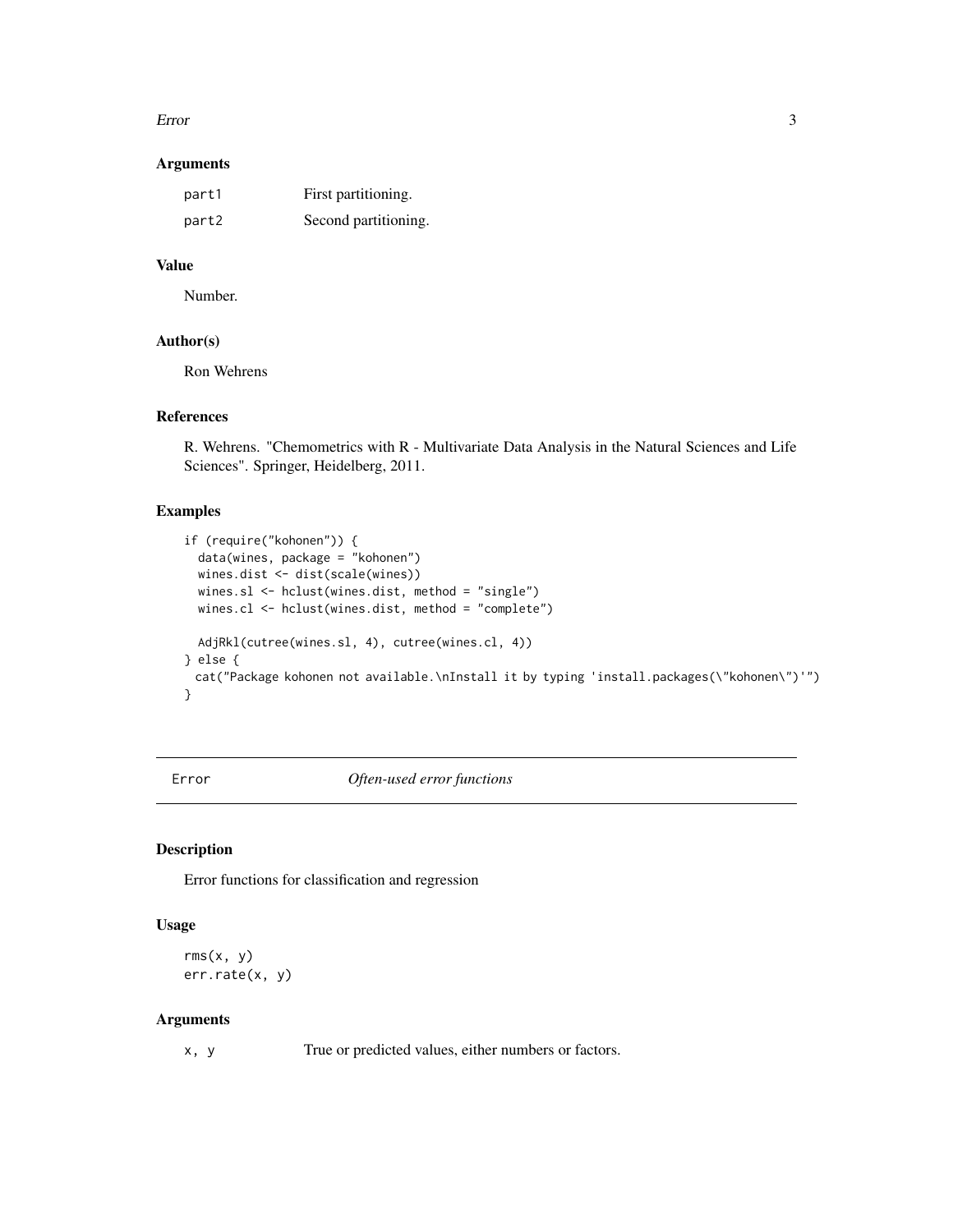### Arguments

| | |
|---|---|
| part1 | First partitioning. |
| part2 | Second partitioning. |

### Value

Number.

### Author(s)

Ron Wehrens

### References

R. Wehrens. "Chemometrics with R - Multivariate Data Analysis in the Natural Sciences and Life Sciences". Springer, Heidelberg, 2011.

### Examples

```
if (require("kohonen")) {
  data(wines, package = "kohonen")
  wines.dist <- dist(scale(wines))
  wines.sl <- hclust(wines.dist, method = "single")
  wines.cl <- hclust(wines.dist, method = "complete")

  AdjRkl(cutree(wines.sl, 4), cutree(wines.cl, 4))
} else {
 cat("Package kohonen not available.\nInstall it by typing 'install.packages(\"kohonen\")'")
}
```

---

## Error    *Often-used error functions*

---

### Description

Error functions for classification and regression

### Usage

```
rms(x, y)
err.rate(x, y)
```

### Arguments

| | |
|---|---|
| x, y | True or predicted values, either numbers or factors. |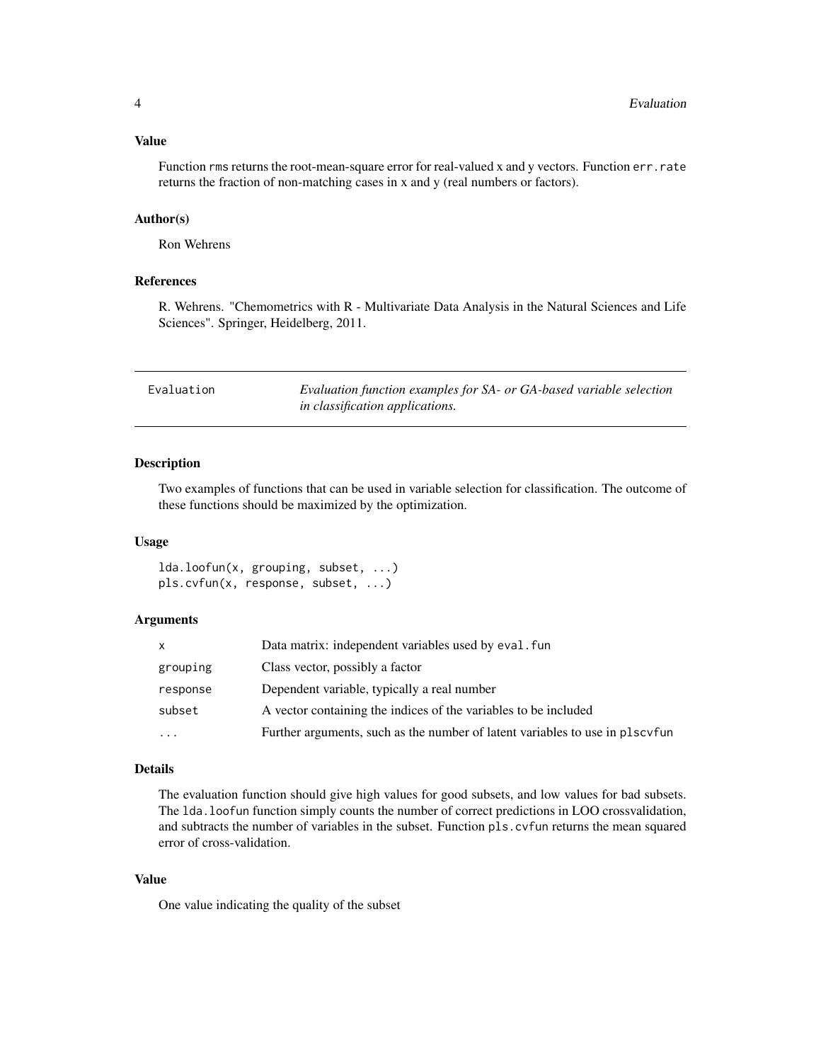### Value

Function rms returns the root-mean-square error for real-valued x and y vectors. Function err.rate returns the fraction of non-matching cases in x and y (real numbers or factors).

### Author(s)

Ron Wehrens

### References

R. Wehrens. "Chemometrics with R - Multivariate Data Analysis in the Natural Sciences and Life Sciences". Springer, Heidelberg, 2011.

---

## Evaluation — *Evaluation function examples for SA- or GA-based variable selection in classification applications.*

---

### Description

Two examples of functions that can be used in variable selection for classification. The outcome of these functions should be maximized by the optimization.

### Usage

```
lda.loofun(x, grouping, subset, ...)
pls.cvfun(x, response, subset, ...)
```

### Arguments

| | |
|---|---|
| x | Data matrix: independent variables used by eval.fun |
| grouping | Class vector, possibly a factor |
| response | Dependent variable, typically a real number |
| subset | A vector containing the indices of the variables to be included |
| ... | Further arguments, such as the number of latent variables to use in plscvfun |

### Details

The evaluation function should give high values for good subsets, and low values for bad subsets. The lda.loofun function simply counts the number of correct predictions in LOO crossvalidation, and subtracts the number of variables in the subset. Function pls.cvfun returns the mean squared error of cross-validation.

### Value

One value indicating the quality of the subset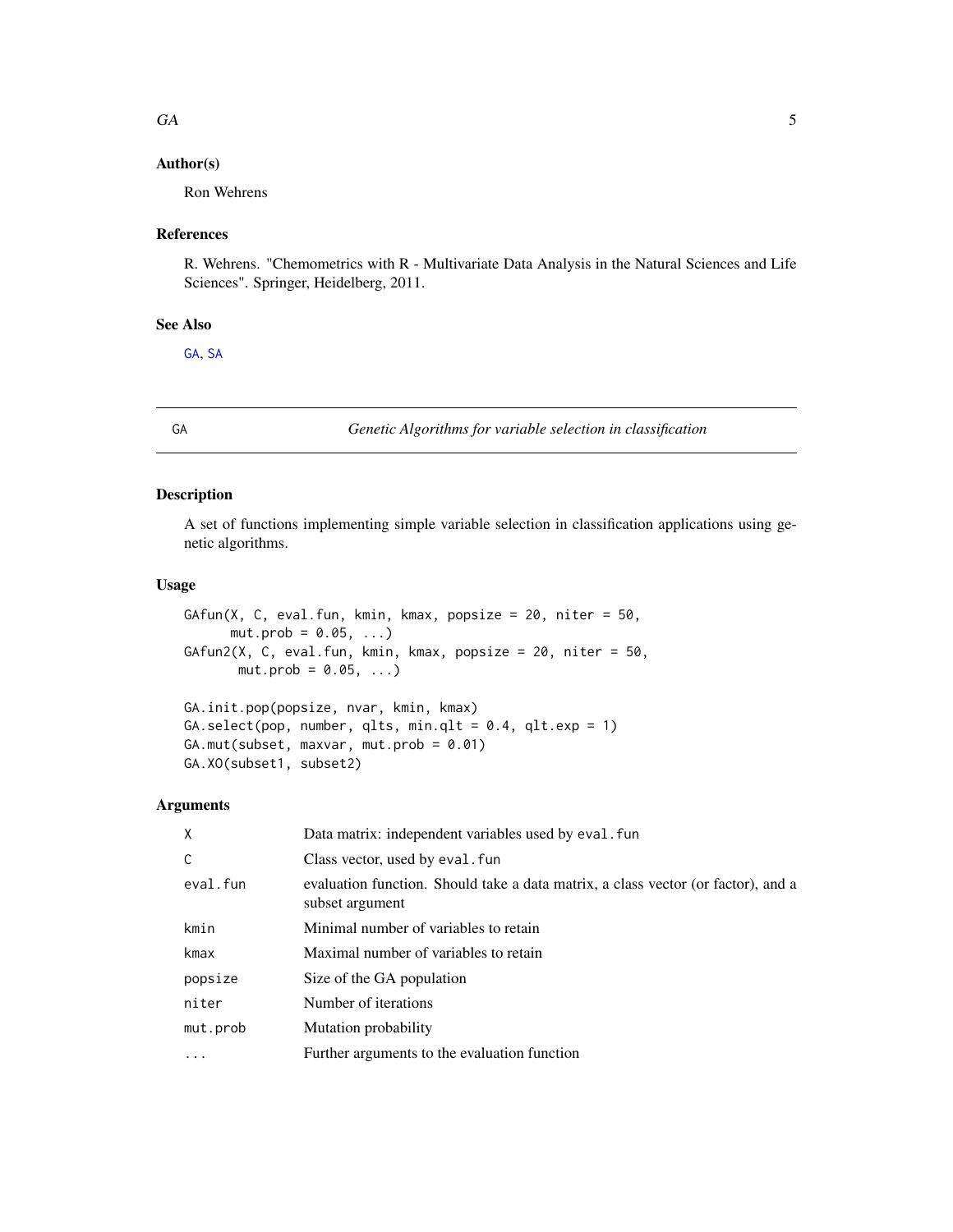### Author(s)

Ron Wehrens

### References

R. Wehrens. "Chemometrics with R - Multivariate Data Analysis in the Natural Sciences and Life Sciences". Springer, Heidelberg, 2011.

### See Also

GA, SA

---

## GA — *Genetic Algorithms for variable selection in classification*

---

### Description

A set of functions implementing simple variable selection in classification applications using genetic algorithms.

### Usage

```
GAfun(X, C, eval.fun, kmin, kmax, popsize = 20, niter = 50,
      mut.prob = 0.05, ...)
GAfun2(X, C, eval.fun, kmin, kmax, popsize = 20, niter = 50,
       mut.prob = 0.05, ...)

GA.init.pop(popsize, nvar, kmin, kmax)
GA.select(pop, number, qlts, min.qlt = 0.4, qlt.exp = 1)
GA.mut(subset, maxvar, mut.prob = 0.01)
GA.XO(subset1, subset2)
```

### Arguments

| | |
|---|---|
| `X` | Data matrix: independent variables used by `eval.fun` |
| `C` | Class vector, used by `eval.fun` |
| `eval.fun` | evaluation function. Should take a data matrix, a class vector (or factor), and a subset argument |
| `kmin` | Minimal number of variables to retain |
| `kmax` | Maximal number of variables to retain |
| `popsize` | Size of the GA population |
| `niter` | Number of iterations |
| `mut.prob` | Mutation probability |
| `...` | Further arguments to the evaluation function |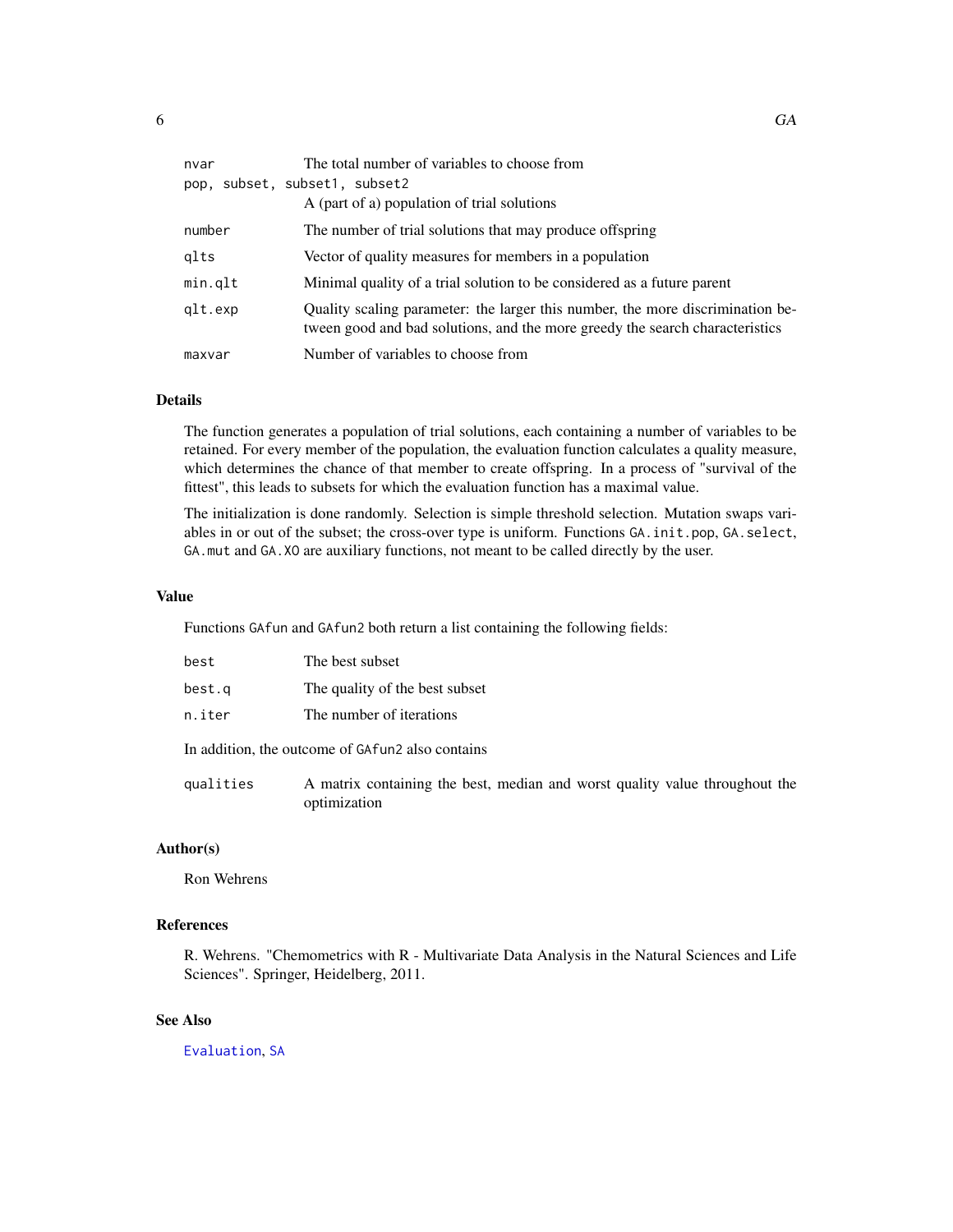| | |
|---|---|
| `nvar` | The total number of variables to choose from |
| `pop, subset, subset1, subset2` | A (part of a) population of trial solutions |
| `number` | The number of trial solutions that may produce offspring |
| `qlts` | Vector of quality measures for members in a population |
| `min.qlt` | Minimal quality of a trial solution to be considered as a future parent |
| `qlt.exp` | Quality scaling parameter: the larger this number, the more discrimination between good and bad solutions, and the more greedy the search characteristics |
| `maxvar` | Number of variables to choose from |

## Details

The function generates a population of trial solutions, each containing a number of variables to be retained. For every member of the population, the evaluation function calculates a quality measure, which determines the chance of that member to create offspring. In a process of "survival of the fittest", this leads to subsets for which the evaluation function has a maximal value.

The initialization is done randomly. Selection is simple threshold selection. Mutation swaps variables in or out of the subset; the cross-over type is uniform. Functions `GA.init.pop`, `GA.select`, `GA.mut` and `GA.XO` are auxiliary functions, not meant to be called directly by the user.

## Value

Functions `GAfun` and `GAfun2` both return a list containing the following fields:

| | |
|---|---|
| `best` | The best subset |
| `best.q` | The quality of the best subset |
| `n.iter` | The number of iterations |

In addition, the outcome of `GAfun2` also contains

| | |
|---|---|
| `qualities` | A matrix containing the best, median and worst quality value throughout the optimization |

## Author(s)

Ron Wehrens

## References

R. Wehrens. "Chemometrics with R - Multivariate Data Analysis in the Natural Sciences and Life Sciences". Springer, Heidelberg, 2011.

## See Also

`Evaluation`, `SA`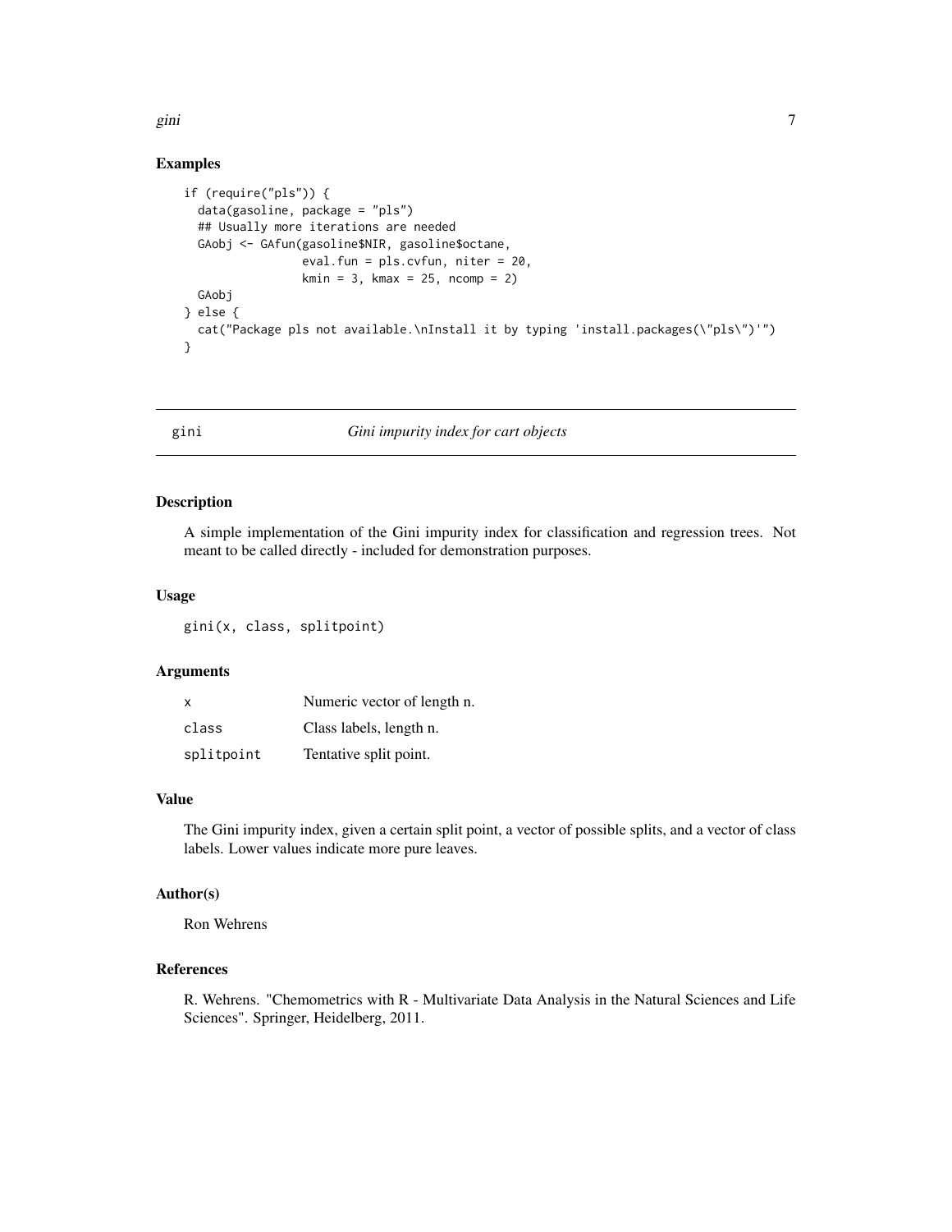## Examples

```
if (require("pls")) {
  data(gasoline, package = "pls")
  ## Usually more iterations are needed
  GAobj <- GAfun(gasoline$NIR, gasoline$octane,
                 eval.fun = pls.cvfun, niter = 20,
                 kmin = 3, kmax = 25, ncomp = 2)
  GAobj
} else {
  cat("Package pls not available.\nInstall it by typing 'install.packages(\"pls\")'")
}
```

---

# gini — *Gini impurity index for cart objects*

---

## Description

A simple implementation of the Gini impurity index for classification and regression trees. Not meant to be called directly - included for demonstration purposes.

## Usage

```
gini(x, class, splitpoint)
```

## Arguments

| | |
|---|---|
| `x` | Numeric vector of length n. |
| `class` | Class labels, length n. |
| `splitpoint` | Tentative split point. |

## Value

The Gini impurity index, given a certain split point, a vector of possible splits, and a vector of class labels. Lower values indicate more pure leaves.

## Author(s)

Ron Wehrens

## References

R. Wehrens. "Chemometrics with R - Multivariate Data Analysis in the Natural Sciences and Life Sciences". Springer, Heidelberg, 2011.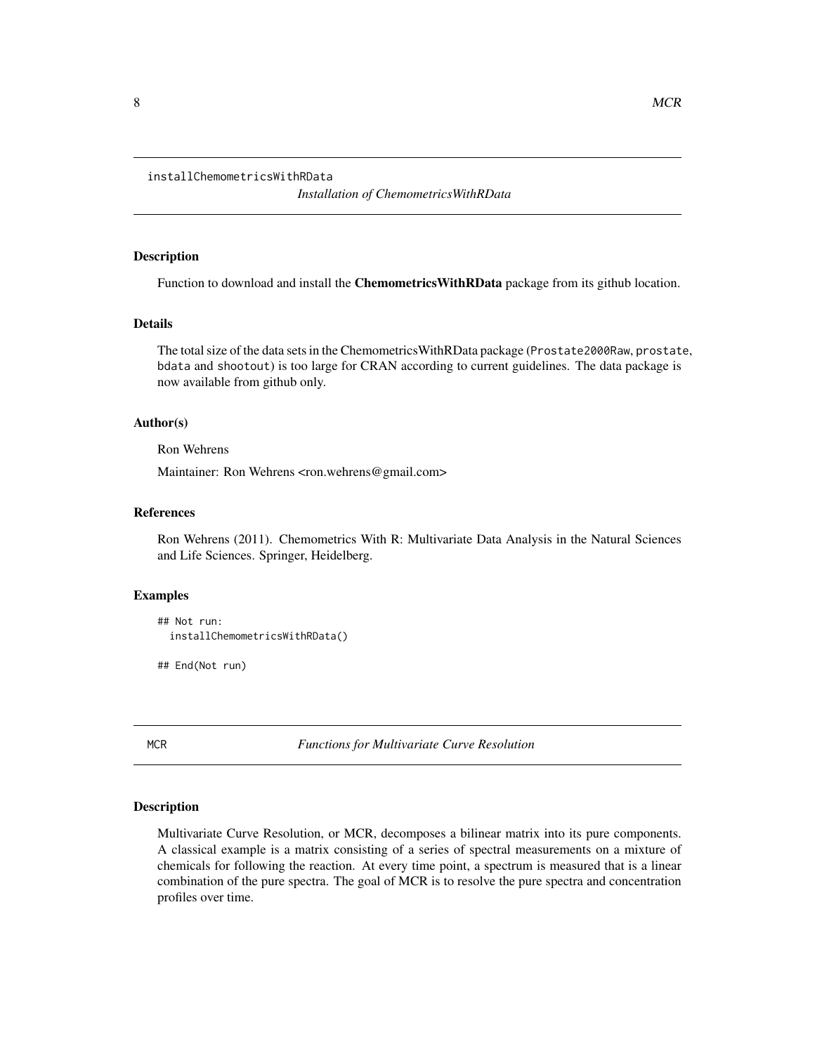`installChemometricsWithRData` *Installation of ChemometricsWithRData*

### Description

Function to download and install the **ChemometricsWithRData** package from its github location.

### Details

The total size of the data sets in the ChemometricsWithRData package (`Prostate2000Raw`, `prostate`, `bdata` and `shootout`) is too large for CRAN according to current guidelines. The data package is now available from github only.

### Author(s)

Ron Wehrens

Maintainer: Ron Wehrens <ron.wehrens@gmail.com>

### References

Ron Wehrens (2011). Chemometrics With R: Multivariate Data Analysis in the Natural Sciences and Life Sciences. Springer, Heidelberg.

### Examples

```
## Not run:
  installChemometricsWithRData()

## End(Not run)
```

---

`MCR` *Functions for Multivariate Curve Resolution*

### Description

Multivariate Curve Resolution, or MCR, decomposes a bilinear matrix into its pure components. A classical example is a matrix consisting of a series of spectral measurements on a mixture of chemicals for following the reaction. At every time point, a spectrum is measured that is a linear combination of the pure spectra. The goal of MCR is to resolve the pure spectra and concentration profiles over time.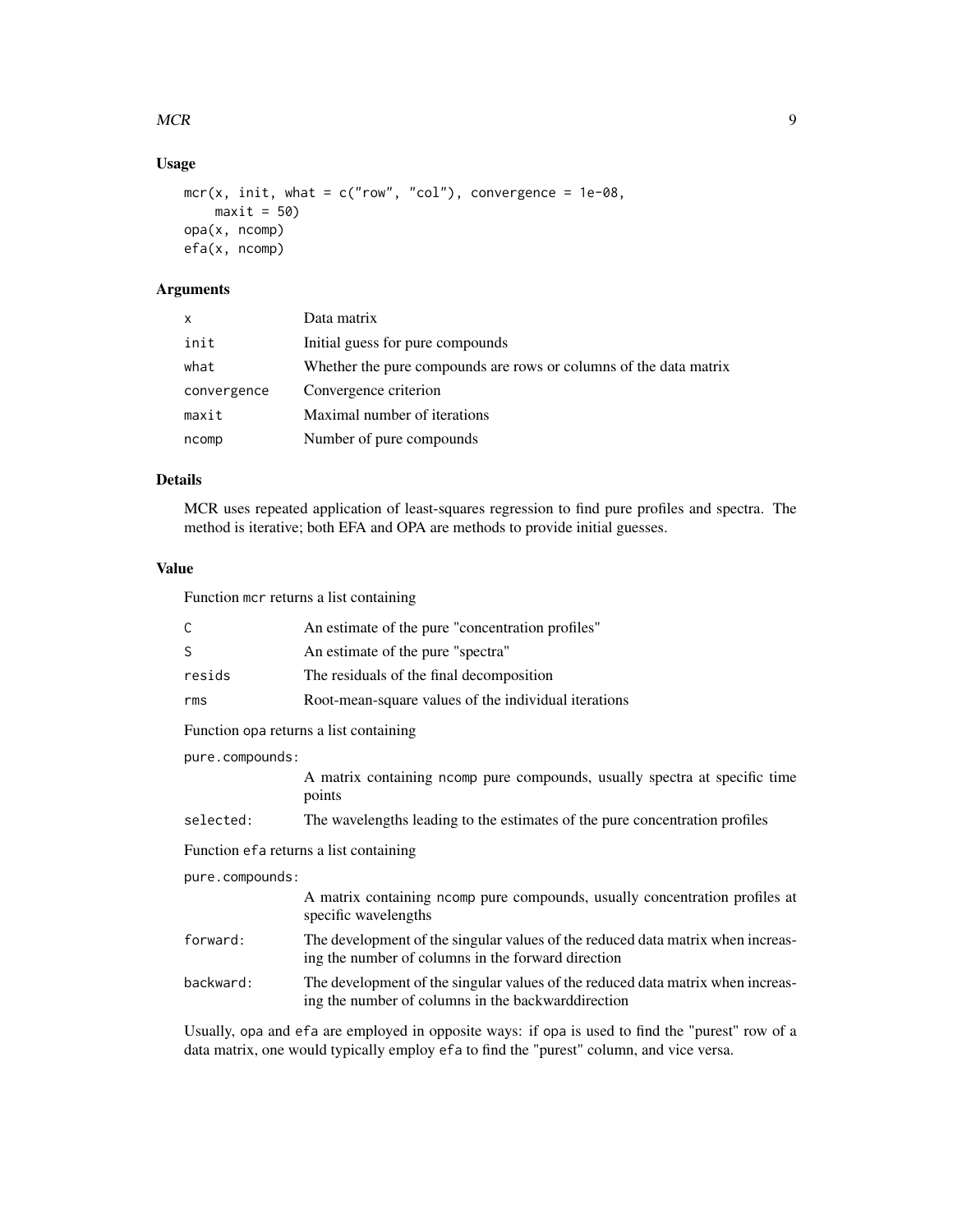## Usage

```
mcr(x, init, what = c("row", "col"), convergence = 1e-08,
    maxit = 50)
opa(x, ncomp)
efa(x, ncomp)
```

## Arguments

| | |
|---|---|
| x | Data matrix |
| init | Initial guess for pure compounds |
| what | Whether the pure compounds are rows or columns of the data matrix |
| convergence | Convergence criterion |
| maxit | Maximal number of iterations |
| ncomp | Number of pure compounds |

## Details

MCR uses repeated application of least-squares regression to find pure profiles and spectra. The method is iterative; both EFA and OPA are methods to provide initial guesses.

## Value

Function `mcr` returns a list containing

| | |
|---|---|
| C | An estimate of the pure "concentration profiles" |
| S | An estimate of the pure "spectra" |
| resids | The residuals of the final decomposition |
| rms | Root-mean-square values of the individual iterations |

Function `opa` returns a list containing

| | |
|---|---|
| pure.compounds: | A matrix containing ncomp pure compounds, usually spectra at specific time points |
| selected: | The wavelengths leading to the estimates of the pure concentration profiles |

Function `efa` returns a list containing

| | |
|---|---|
| pure.compounds: | A matrix containing ncomp pure compounds, usually concentration profiles at specific wavelengths |
| forward: | The development of the singular values of the reduced data matrix when increasing the number of columns in the forward direction |
| backward: | The development of the singular values of the reduced data matrix when increasing the number of columns in the backwarddirection |

Usually, `opa` and `efa` are employed in opposite ways: if `opa` is used to find the "purest" row of a data matrix, one would typically employ `efa` to find the "purest" column, and vice versa.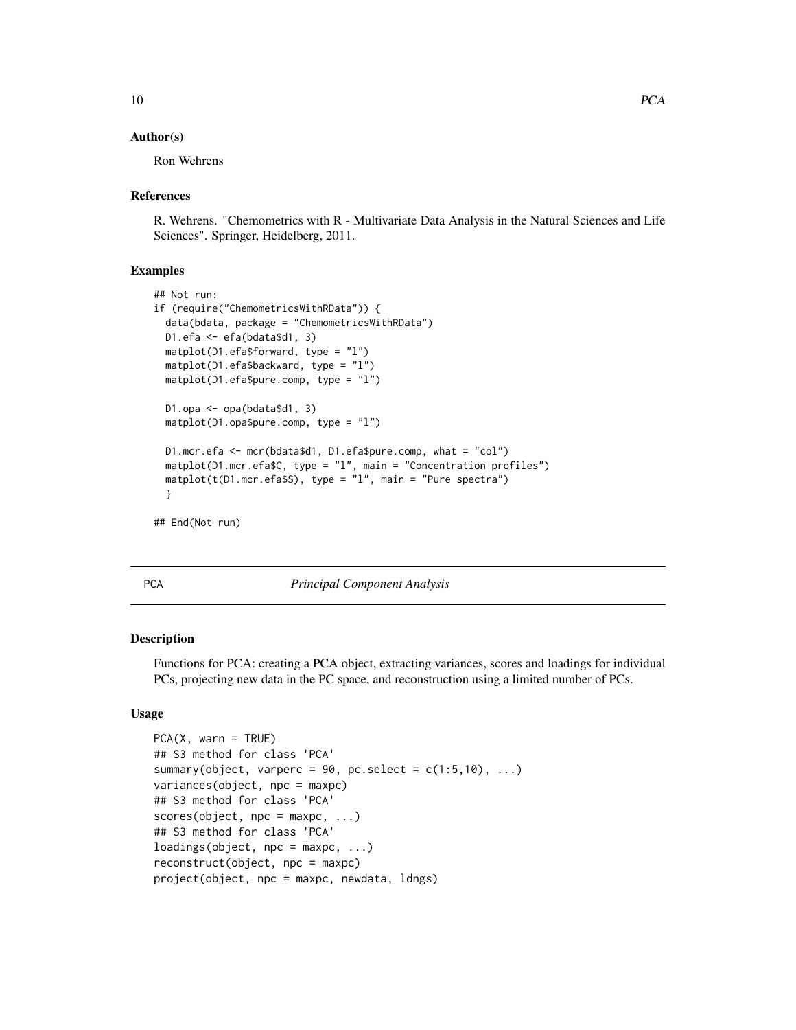### Author(s)

Ron Wehrens

### References

R. Wehrens. "Chemometrics with R - Multivariate Data Analysis in the Natural Sciences and Life Sciences". Springer, Heidelberg, 2011.

### Examples

```
## Not run:
if (require("ChemometricsWithRData")) {
  data(bdata, package = "ChemometricsWithRData")
  D1.efa <- efa(bdata$d1, 3)
  matplot(D1.efa$forward, type = "l")
  matplot(D1.efa$backward, type = "l")
  matplot(D1.efa$pure.comp, type = "l")

  D1.opa <- opa(bdata$d1, 3)
  matplot(D1.opa$pure.comp, type = "l")

  D1.mcr.efa <- mcr(bdata$d1, D1.efa$pure.comp, what = "col")
  matplot(D1.mcr.efa$C, type = "l", main = "Concentration profiles")
  matplot(t(D1.mcr.efa$S), type = "l", main = "Pure spectra")
  }

## End(Not run)
```

---

## PCA — *Principal Component Analysis*

---

### Description

Functions for PCA: creating a PCA object, extracting variances, scores and loadings for individual PCs, projecting new data in the PC space, and reconstruction using a limited number of PCs.

### Usage

```
PCA(X, warn = TRUE)
## S3 method for class 'PCA'
summary(object, varperc = 90, pc.select = c(1:5,10), ...)
variances(object, npc = maxpc)
## S3 method for class 'PCA'
scores(object, npc = maxpc, ...)
## S3 method for class 'PCA'
loadings(object, npc = maxpc, ...)
reconstruct(object, npc = maxpc)
project(object, npc = maxpc, newdata, ldngs)
```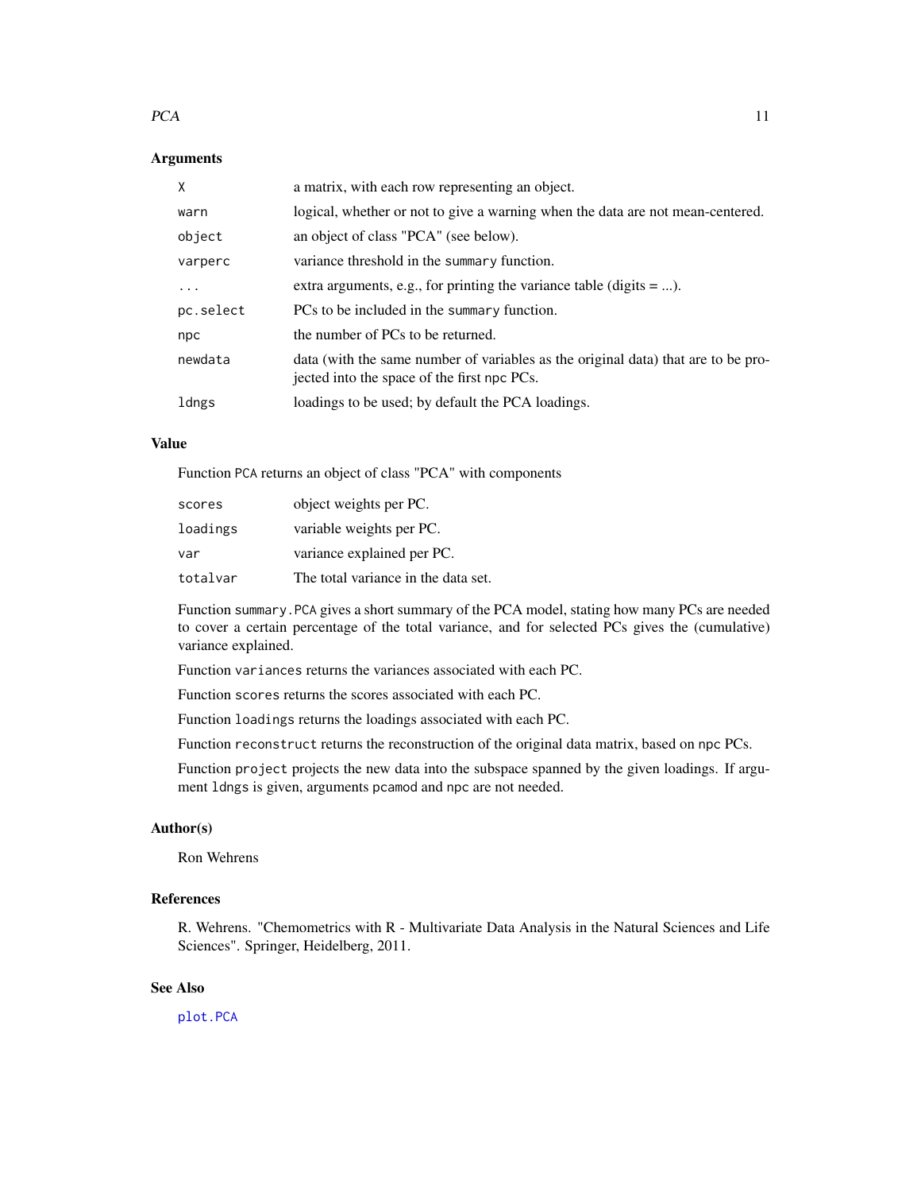## Arguments

| | |
|---|---|
| `X` | a matrix, with each row representing an object. |
| `warn` | logical, whether or not to give a warning when the data are not mean-centered. |
| `object` | an object of class "PCA" (see below). |
| `varperc` | variance threshold in the `summary` function. |
| `...` | extra arguments, e.g., for printing the variance table (digits = ...). |
| `pc.select` | PCs to be included in the `summary` function. |
| `npc` | the number of PCs to be returned. |
| `newdata` | data (with the same number of variables as the original data) that are to be projected into the space of the first `npc` PCs. |
| `ldngs` | loadings to be used; by default the PCA loadings. |

## Value

Function `PCA` returns an object of class "PCA" with components

| | |
|---|---|
| `scores` | object weights per PC. |
| `loadings` | variable weights per PC. |
| `var` | variance explained per PC. |
| `totalvar` | The total variance in the data set. |

Function `summary.PCA` gives a short summary of the PCA model, stating how many PCs are needed to cover a certain percentage of the total variance, and for selected PCs gives the (cumulative) variance explained.

Function `variances` returns the variances associated with each PC.

Function `scores` returns the scores associated with each PC.

Function `loadings` returns the loadings associated with each PC.

Function `reconstruct` returns the reconstruction of the original data matrix, based on `npc` PCs.

Function `project` projects the new data into the subspace spanned by the given loadings. If argument `ldngs` is given, arguments `pcamod` and `npc` are not needed.

## Author(s)

Ron Wehrens

## References

R. Wehrens. "Chemometrics with R - Multivariate Data Analysis in the Natural Sciences and Life Sciences". Springer, Heidelberg, 2011.

## See Also

`plot.PCA`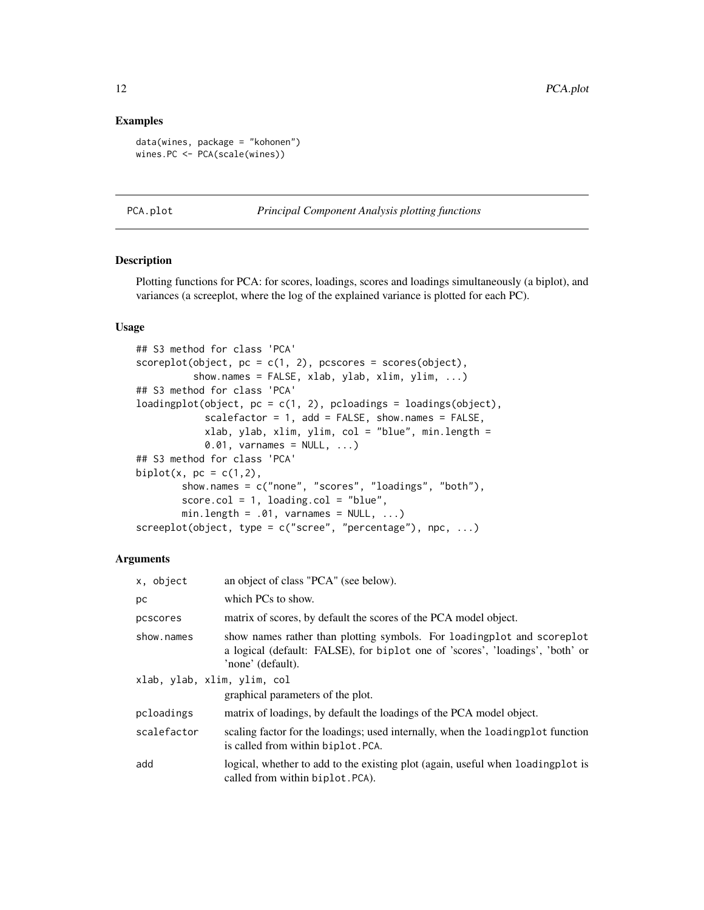## Examples

```
data(wines, package = "kohonen")
wines.PC <- PCA(scale(wines))
```

---

PCA.plot *Principal Component Analysis plotting functions*

---

### Description

Plotting functions for PCA: for scores, loadings, scores and loadings simultaneously (a biplot), and variances (a screeplot, where the log of the explained variance is plotted for each PC).

### Usage

```
## S3 method for class 'PCA'
scoreplot(object, pc = c(1, 2), pcscores = scores(object),
          show.names = FALSE, xlab, ylab, xlim, ylim, ...)
## S3 method for class 'PCA'
loadingplot(object, pc = c(1, 2), pcloadings = loadings(object),
            scalefactor = 1, add = FALSE, show.names = FALSE,
            xlab, ylab, xlim, ylim, col = "blue", min.length =
            0.01, varnames = NULL, ...)
## S3 method for class 'PCA'
biplot(x, pc = c(1,2),
       show.names = c("none", "scores", "loadings", "both"),
       score.col = 1, loading.col = "blue",
       min.length = .01, varnames = NULL, ...)
screeplot(object, type = c("scree", "percentage"), npc, ...)
```

### Arguments

| | |
|---|---|
| `x, object` | an object of class "PCA" (see below). |
| `pc` | which PCs to show. |
| `pcscores` | matrix of scores, by default the scores of the PCA model object. |
| `show.names` | show names rather than plotting symbols. For `loadingplot` and `scoreplot` a logical (default: FALSE), for `biplot` one of 'scores', 'loadings', 'both' or 'none' (default). |
| `xlab, ylab, xlim, ylim, col` | graphical parameters of the plot. |
| `pcloadings` | matrix of loadings, by default the loadings of the PCA model object. |
| `scalefactor` | scaling factor for the loadings; used internally, when the `loadingplot` function is called from within `biplot.PCA`. |
| `add` | logical, whether to add to the existing plot (again, useful when `loadingplot` is called from within `biplot.PCA`). |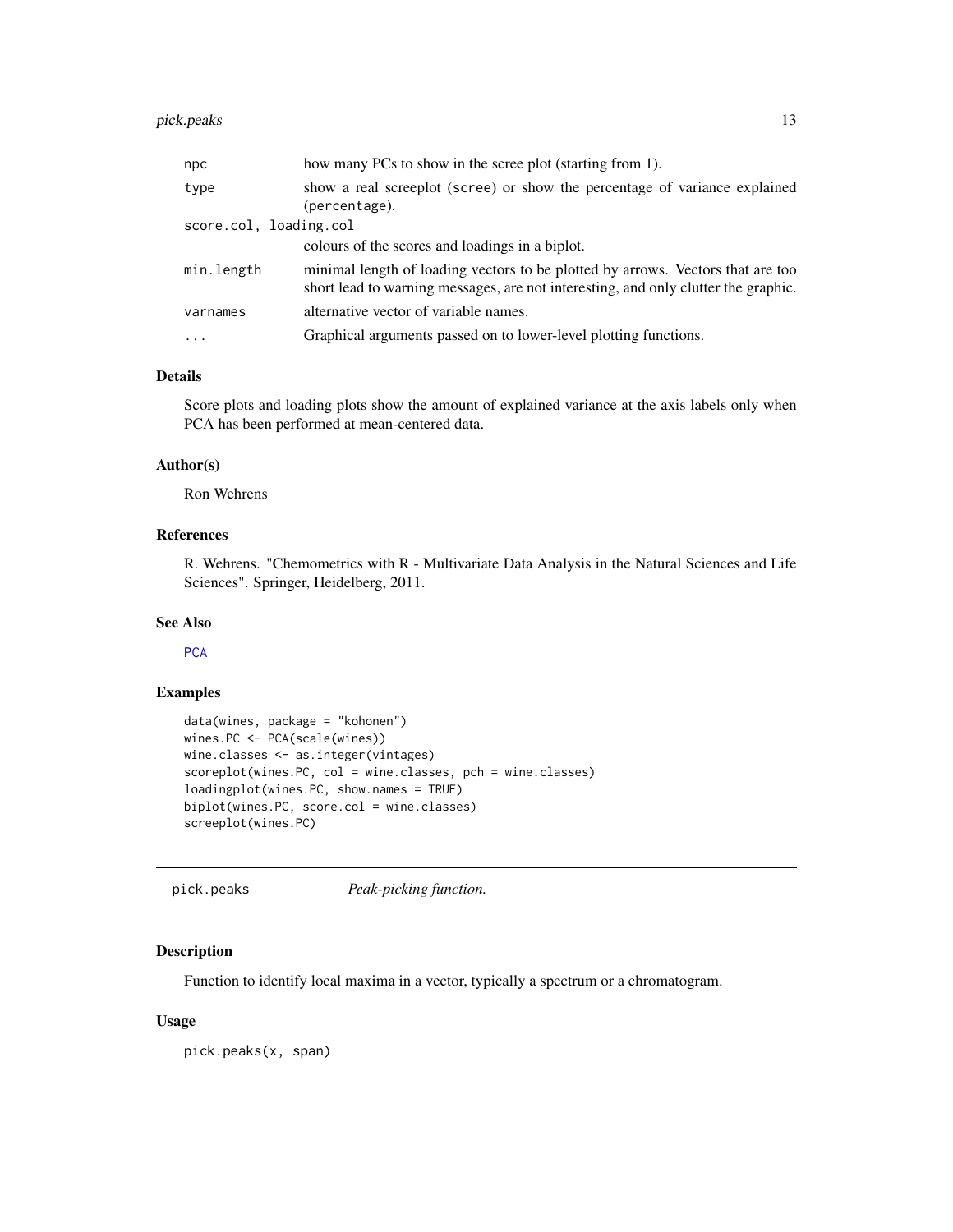| | |
|---|---|
| `npc` | how many PCs to show in the scree plot (starting from 1). |
| `type` | show a real screeplot (`scree`) or show the percentage of variance explained (`percentage`). |
| `score.col, loading.col` | colours of the scores and loadings in a biplot. |
| `min.length` | minimal length of loading vectors to be plotted by arrows. Vectors that are too short lead to warning messages, are not interesting, and only clutter the graphic. |
| `varnames` | alternative vector of variable names. |
| `...` | Graphical arguments passed on to lower-level plotting functions. |

### Details

Score plots and loading plots show the amount of explained variance at the axis labels only when PCA has been performed at mean-centered data.

### Author(s)

Ron Wehrens

### References

R. Wehrens. "Chemometrics with R - Multivariate Data Analysis in the Natural Sciences and Life Sciences". Springer, Heidelberg, 2011.

### See Also

PCA

### Examples

```
data(wines, package = "kohonen")
wines.PC <- PCA(scale(wines))
wine.classes <- as.integer(vintages)
scoreplot(wines.PC, col = wine.classes, pch = wine.classes)
loadingplot(wines.PC, show.names = TRUE)
biplot(wines.PC, score.col = wine.classes)
screeplot(wines.PC)
```

---

## pick.peaks — *Peak-picking function.*

### Description

Function to identify local maxima in a vector, typically a spectrum or a chromatogram.

### Usage

```
pick.peaks(x, span)
```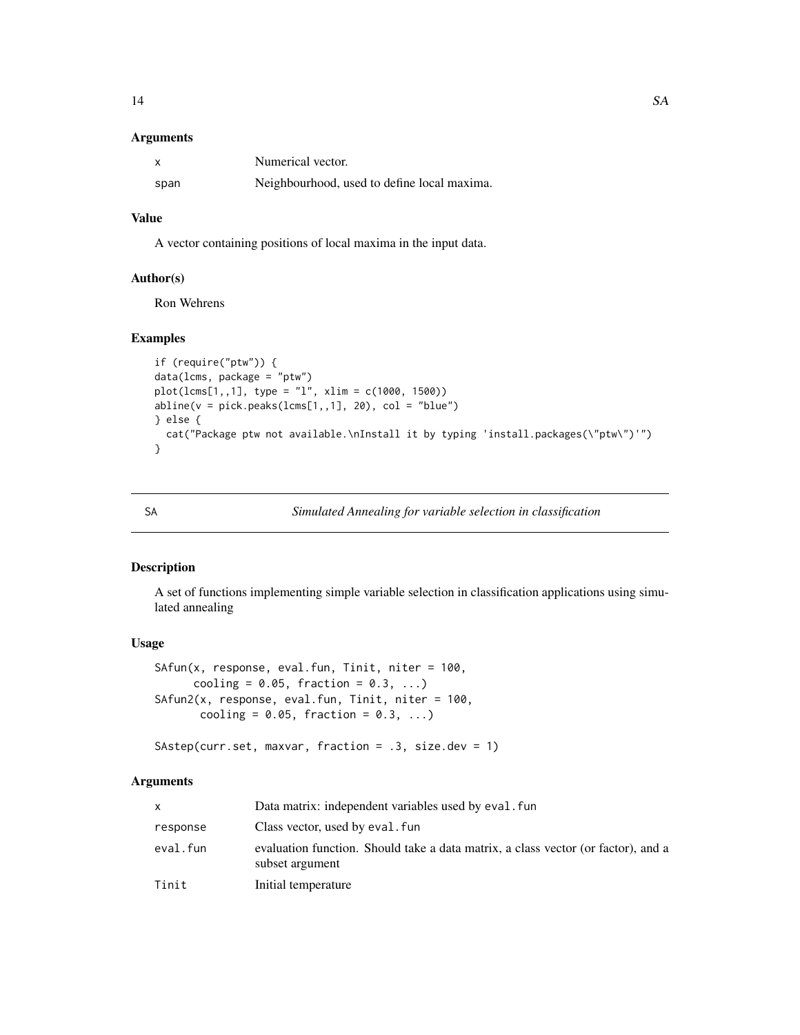### Arguments

| | |
|---|---|
| x | Numerical vector. |
| span | Neighbourhood, used to define local maxima. |

### Value

A vector containing positions of local maxima in the input data.

### Author(s)

Ron Wehrens

### Examples

```
if (require("ptw")) {
data(lcms, package = "ptw")
plot(lcms[1,,1], type = "l", xlim = c(1000, 1500))
abline(v = pick.peaks(lcms[1,,1], 20), col = "blue")
} else {
  cat("Package ptw not available.\nInstall it by typing 'install.packages(\"ptw\")'")
}
```

---

## SA — *Simulated Annealing for variable selection in classification*

---

### Description

A set of functions implementing simple variable selection in classification applications using simulated annealing

### Usage

```
SAfun(x, response, eval.fun, Tinit, niter = 100,
      cooling = 0.05, fraction = 0.3, ...)
SAfun2(x, response, eval.fun, Tinit, niter = 100,
       cooling = 0.05, fraction = 0.3, ...)

SAstep(curr.set, maxvar, fraction = .3, size.dev = 1)
```

### Arguments

| | |
|---|---|
| x | Data matrix: independent variables used by eval.fun |
| response | Class vector, used by eval.fun |
| eval.fun | evaluation function. Should take a data matrix, a class vector (or factor), and a subset argument |
| Tinit | Initial temperature |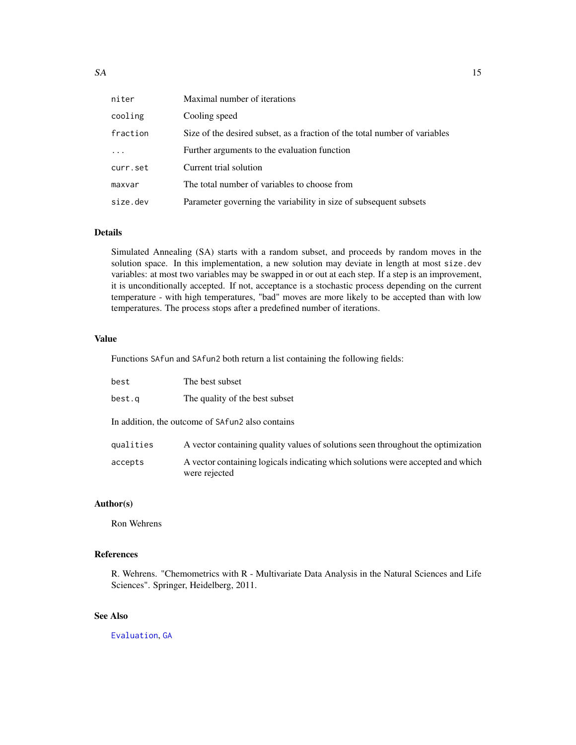| | |
|---|---|
| `niter` | Maximal number of iterations |
| `cooling` | Cooling speed |
| `fraction` | Size of the desired subset, as a fraction of the total number of variables |
| `...` | Further arguments to the evaluation function |
| `curr.set` | Current trial solution |
| `maxvar` | The total number of variables to choose from |
| `size.dev` | Parameter governing the variability in size of subsequent subsets |

## Details

Simulated Annealing (SA) starts with a random subset, and proceeds by random moves in the solution space. In this implementation, a new solution may deviate in length at most `size.dev` variables: at most two variables may be swapped in or out at each step. If a step is an improvement, it is unconditionally accepted. If not, acceptance is a stochastic process depending on the current temperature - with high temperatures, "bad" moves are more likely to be accepted than with low temperatures. The process stops after a predefined number of iterations.

## Value

Functions `SAfun` and `SAfun2` both return a list containing the following fields:

| | |
|---|---|
| `best` | The best subset |
| `best.q` | The quality of the best subset |

In addition, the outcome of `SAfun2` also contains

| | |
|---|---|
| `qualities` | A vector containing quality values of solutions seen throughout the optimization |
| `accepts` | A vector containing logicals indicating which solutions were accepted and which were rejected |

## Author(s)

Ron Wehrens

## References

R. Wehrens. "Chemometrics with R - Multivariate Data Analysis in the Natural Sciences and Life Sciences". Springer, Heidelberg, 2011.

## See Also

`Evaluation`, `GA`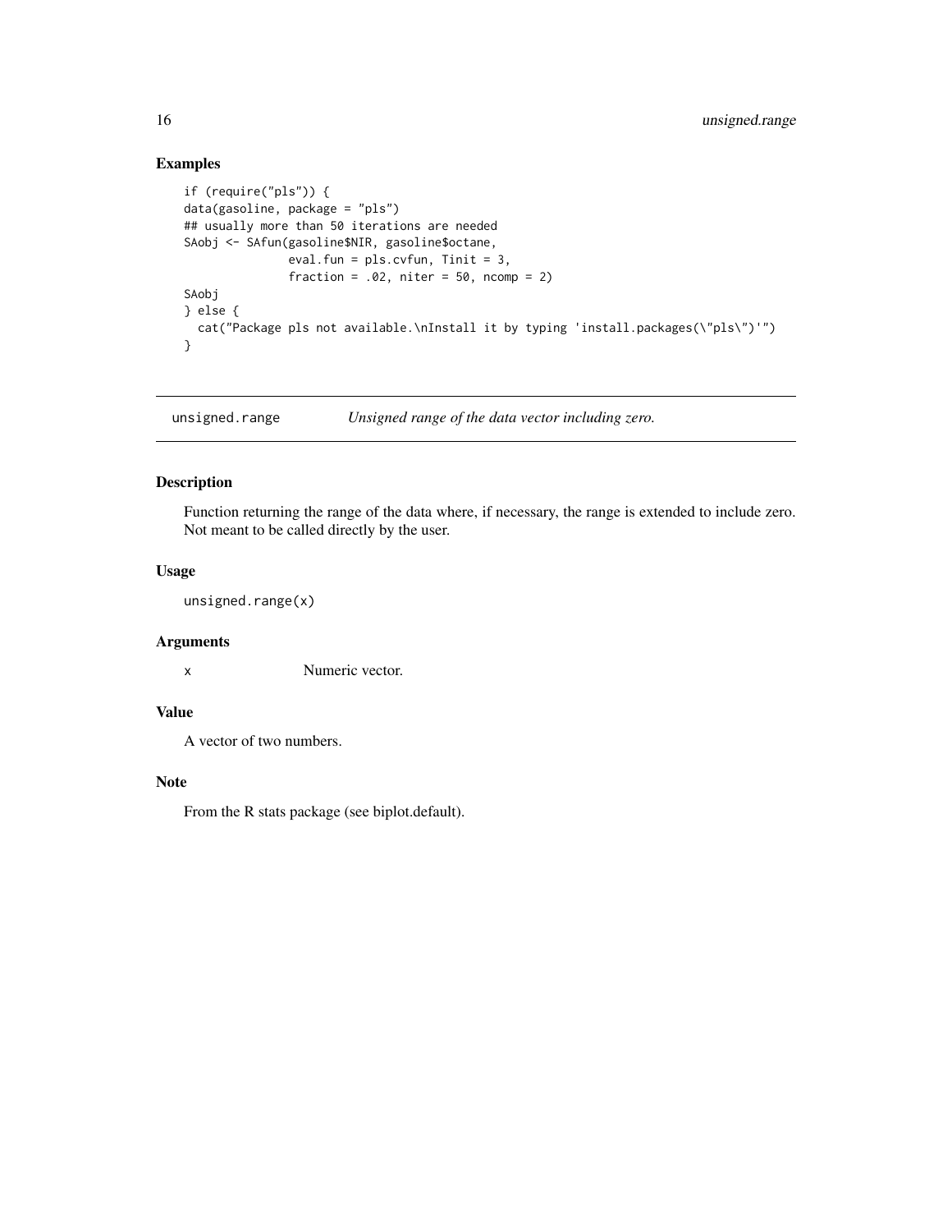## Examples

```
if (require("pls")) {
data(gasoline, package = "pls")
## usually more than 50 iterations are needed
SAobj <- SAfun(gasoline$NIR, gasoline$octane,
               eval.fun = pls.cvfun, Tinit = 3,
               fraction = .02, niter = 50, ncomp = 2)
SAobj
} else {
  cat("Package pls not available.\nInstall it by typing 'install.packages(\"pls\")'")
}
```

---

`unsigned.range` *Unsigned range of the data vector including zero.*

---

## Description

Function returning the range of the data where, if necessary, the range is extended to include zero. Not meant to be called directly by the user.

## Usage

```
unsigned.range(x)
```

## Arguments

| | |
|---|---|
| x | Numeric vector. |

## Value

A vector of two numbers.

## Note

From the R stats package (see biplot.default).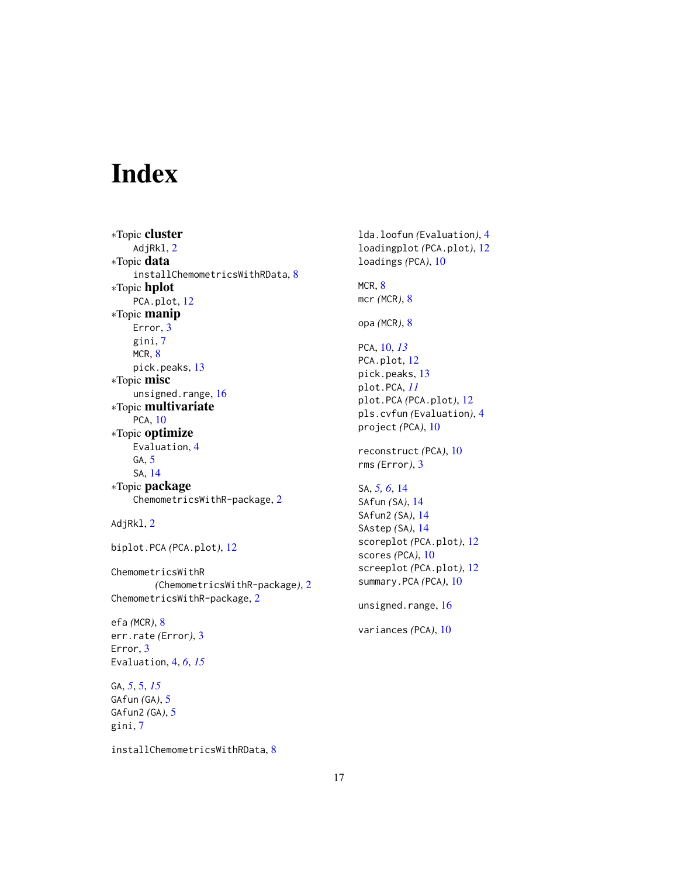# Index

*Topic **cluster**
    AdjRkl, 2
*Topic **data**
    installChemometricsWithRData, 8
*Topic **hplot**
    PCA.plot, 12
*Topic **manip**
    Error, 3
    gini, 7
    MCR, 8
    pick.peaks, 13
*Topic **misc**
    unsigned.range, 16
*Topic **multivariate**
    PCA, 10
*Topic **optimize**
    Evaluation, 4
    GA, 5
    SA, 14
*Topic **package**
    ChemometricsWithR-package, 2

AdjRkl, 2

biplot.PCA *(PCA.plot)*, 12

ChemometricsWithR *(ChemometricsWithR-package)*, 2
ChemometricsWithR-package, 2

efa *(MCR)*, 8
err.rate *(Error)*, 3
Error, 3
Evaluation, 4, *6*, *15*

GA, *5*, 5, *15*
GAfun *(GA)*, 5
GAfun2 *(GA)*, 5
gini, 7

installChemometricsWithRData, 8

lda.loofun *(Evaluation)*, 4
loadingplot *(PCA.plot)*, 12
loadings *(PCA)*, 10

MCR, 8
mcr *(MCR)*, 8

opa *(MCR)*, 8

PCA, 10, *13*
PCA.plot, 12
pick.peaks, 13
plot.PCA, *11*
plot.PCA *(PCA.plot)*, 12
pls.cvfun *(Evaluation)*, 4
project *(PCA)*, 10

reconstruct *(PCA)*, 10
rms *(Error)*, 3

SA, *5*, *6*, 14
SAfun *(SA)*, 14
SAfun2 *(SA)*, 14
SAstep *(SA)*, 14
scoreplot *(PCA.plot)*, 12
scores *(PCA)*, 10
screeplot *(PCA.plot)*, 12
summary.PCA *(PCA)*, 10

unsigned.range, 16

variances *(PCA)*, 10